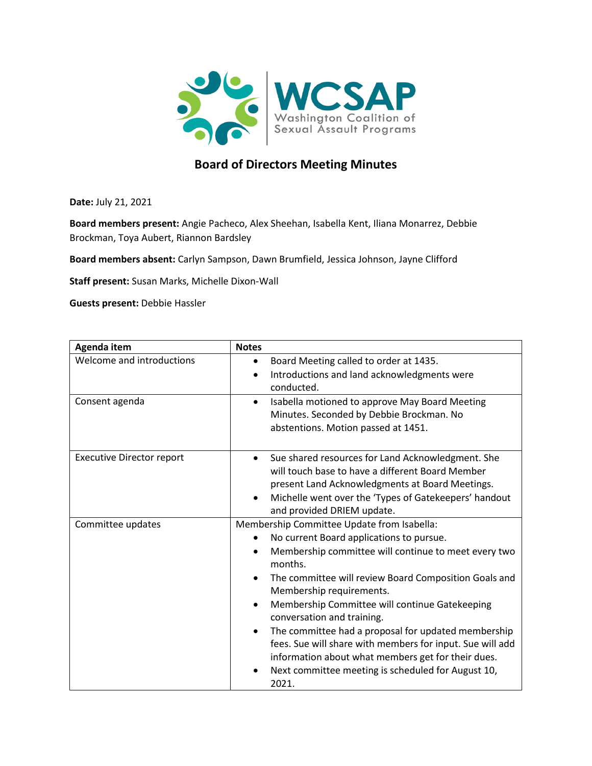WCSAP Washington Coalition of Sexual Assault Programs

# Board of Directors Meeting Minutes

**Date:** July 21, 2021

**Board members present:** Angie Pacheco, Alex Sheehan, Isabella Kent, Iliana Monarrez, Debbie Brockman, Toya Aubert, Riannon Bardsley

**Board members absent:** Carlyn Sampson, Dawn Brumfield, Jessica Johnson, Jayne Clifford

**Staff present:** Susan Marks, Michelle Dixon-Wall

**Guests present:** Debbie Hassler

| Agenda item | Notes |
|---|---|
| Welcome and introductions | • Board Meeting called to order at 1435.<br>• Introductions and land acknowledgments were conducted. |
| Consent agenda | • Isabella motioned to approve May Board Meeting Minutes. Seconded by Debbie Brockman. No abstentions. Motion passed at 1451. |
| Executive Director report | • Sue shared resources for Land Acknowledgment. She will touch base to have a different Board Member present Land Acknowledgments at Board Meetings.<br>• Michelle went over the 'Types of Gatekeepers' handout and provided DRIEM update. |
| Committee updates | Membership Committee Update from Isabella:<br>• No current Board applications to pursue.<br>• Membership committee will continue to meet every two months.<br>• The committee will review Board Composition Goals and Membership requirements.<br>• Membership Committee will continue Gatekeeping conversation and training.<br>• The committee had a proposal for updated membership fees. Sue will share with members for input. Sue will add information about what members get for their dues.<br>• Next committee meeting is scheduled for August 10, 2021. |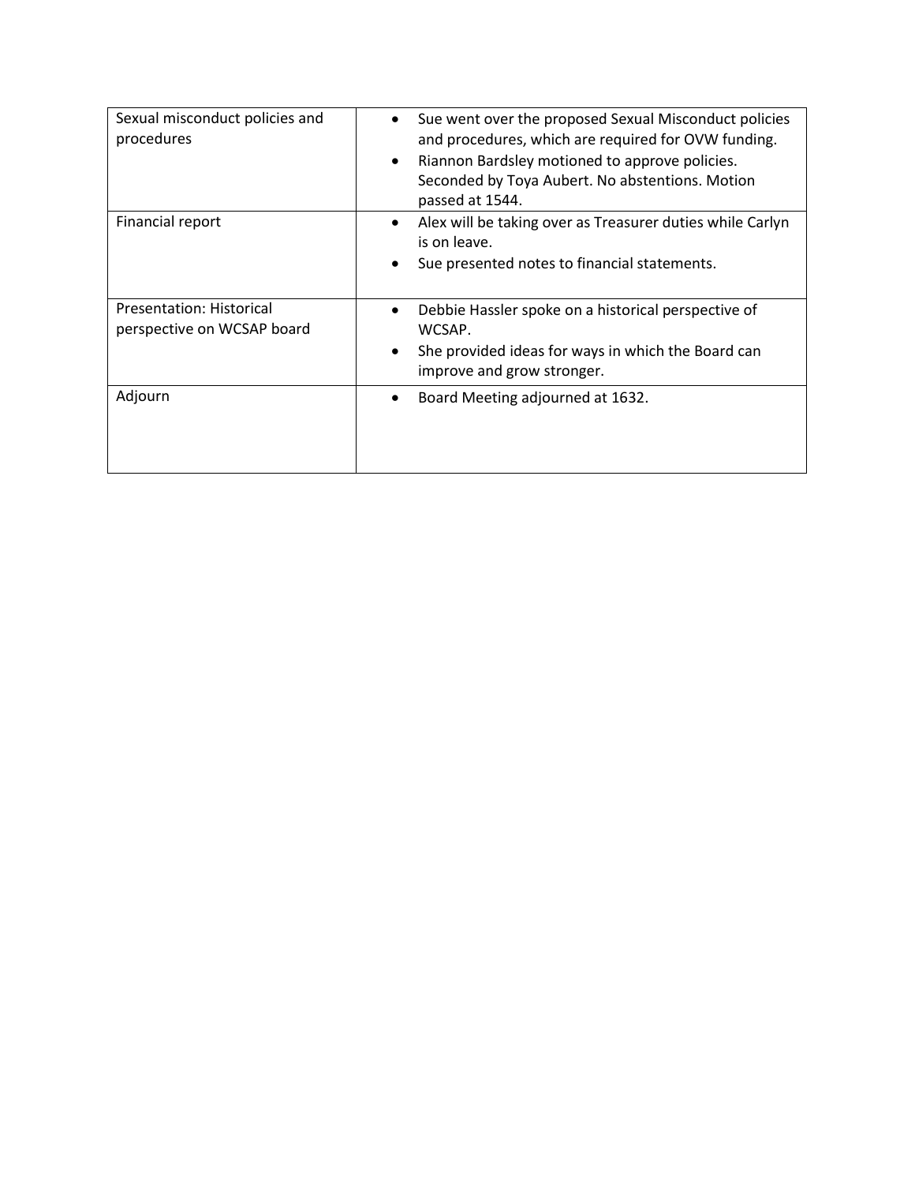| | |
|---|---|
| Sexual misconduct policies and procedures | • Sue went over the proposed Sexual Misconduct policies and procedures, which are required for OVW funding.<br>• Riannon Bardsley motioned to approve policies. Seconded by Toya Aubert. No abstentions. Motion passed at 1544. |
| Financial report | • Alex will be taking over as Treasurer duties while Carlyn is on leave.<br>• Sue presented notes to financial statements. |
| Presentation: Historical perspective on WCSAP board | • Debbie Hassler spoke on a historical perspective of WCSAP.<br>• She provided ideas for ways in which the Board can improve and grow stronger. |
| Adjourn | • Board Meeting adjourned at 1632. |